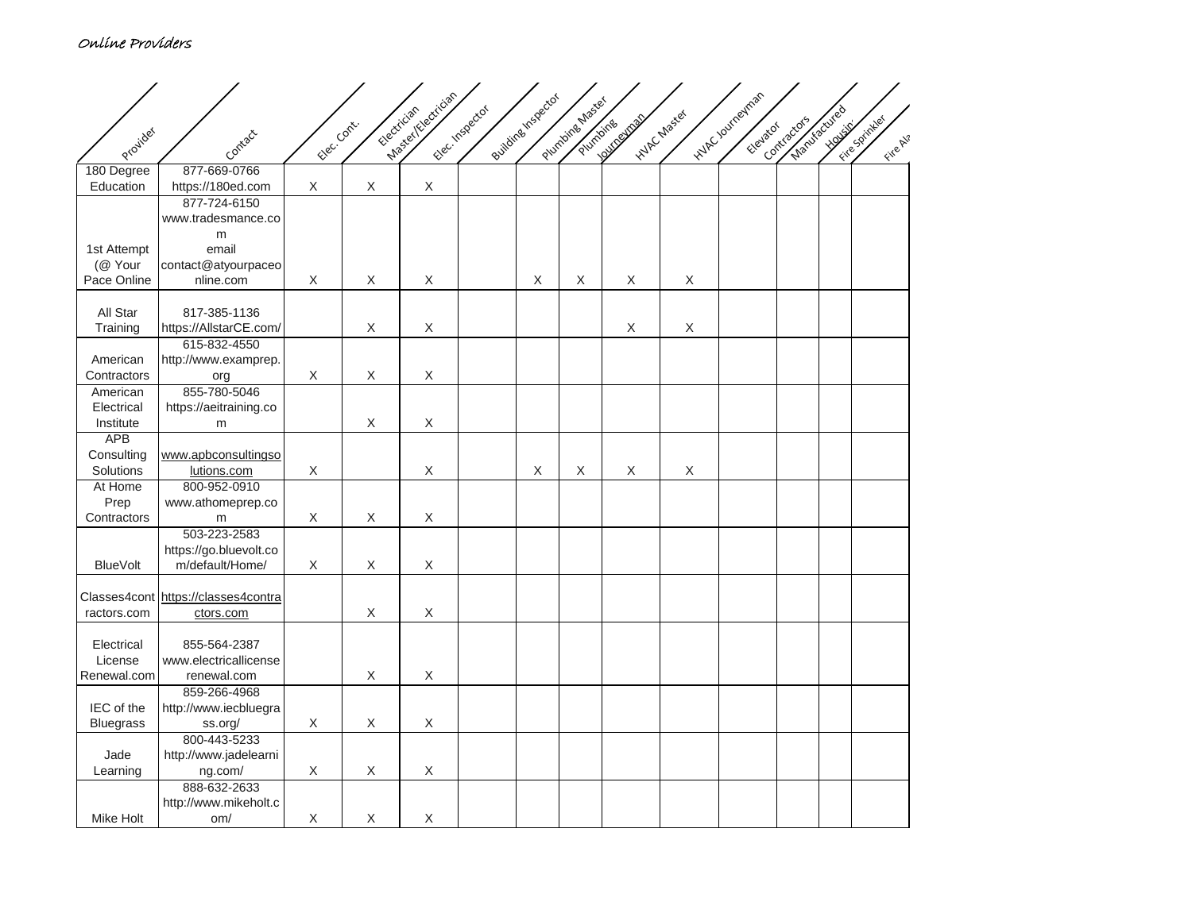*Online Providers*

| Provider | Contact | Elec. Cont. | Electrician Master/Electrician | Elec. Inspector | Building Inspector | Plumbing Master | Plumbing Journeyman | HVAC Master | HVAC Journeyman | Elevator Contractors | Manufactured Housing | Fire Sprinkler | Fire Ala |
|---|---|---|---|---|---|---|---|---|---|---|---|---|---|
| 180 Degree Education | 877-669-0766 https://180ed.com | X | X | X | | | | | | | | | |
| 1st Attempt (@ Your Pace Online | 877-724-6150 www.tradesmance.com email contact@atyourpaceonline.com | X | X | X | | X | X | X | X | | | | |
| All Star Training | 817-385-1136 https://AllstarCE.com/ | | X | X | | | | X | X | | | | |
| American Contractors | 615-832-4550 http://www.examprep.org | X | X | X | | | | | | | | | |
| American Electrical Institute | 855-780-5046 https://aeitraining.com | | X | X | | | | | | | | | |
| APB Consulting Solutions | www.apbconsultingsolutions.com | X | | X | | X | X | X | X | | | | |
| At Home Prep Contractors | 800-952-0910 www.athomeprep.com | X | X | X | | | | | | | | | |
| BlueVolt | 503-223-2583 https://go.bluevolt.com/default/Home/ | X | X | X | | | | | | | | | |
| Classes4contractors.com | https://classes4contractors.com | | X | X | | | | | | | | | |
| Electrical License Renewal.com | 855-564-2387 www.electricallicenserenewal.com | | X | X | | | | | | | | | |
| IEC of the Bluegrass | 859-266-4968 http://www.iecbluegrass.org/ | X | X | X | | | | | | | | | |
| Jade Learning | 800-443-5233 http://www.jadelearning.com/ | X | X | X | | | | | | | | | |
| Mike Holt | 888-632-2633 http://www.mikeholt.com/ | X | X | X | | | | | | | | | |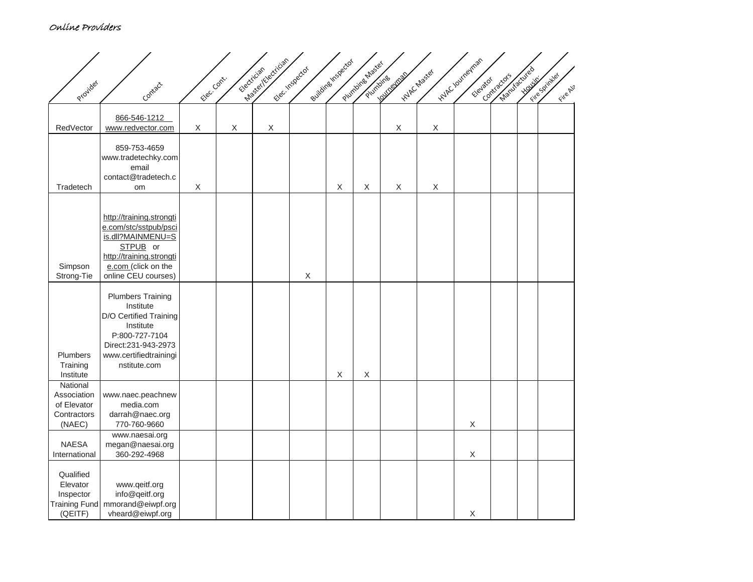*Online Providers*

| Provider | Contact | Elec. Cont. | Electrician Master/Electrician | Elec. Inspector | Building Inspector | Plumbing Master | Plumbing Journeyman | HVAC Master | HVAC Journeyman | Elevator Contractors | Manufactured Housing | Fire Sprinkler | Fire Ala |
|---|---|---|---|---|---|---|---|---|---|---|---|---|---|
| RedVector | 866-546-1212 www.redvector.com | X | X | X | | | | X | X | | | | |
| Tradetech | 859-753-4659 www.tradetechky.com email contact@tradetech.com | X | | | | X | X | X | X | | | | |
| Simpson Strong-Tie | http://training.strongtie.com/stc/sstpub/pscis.dll?MAINMENU=SSTPUB or http://training.strongtie.com (click on the online CEU courses) | | | | X | | | | | | | | |
| Plumbers Training Institute | Plumbers Training Institute D/O Certified Training Institute P:800-727-7104 Direct:231-943-2973 www.certifiedtraininginstitute.com | | | | | X | X | | | | | | |
| National Association of Elevator Contractors (NAEC) | www.naec.peachnewmedia.com darrah@naec.org 770-760-9660 | | | | | | | | | X | | | |
| NAESA International | www.naesai.org megan@naesai.org 360-292-4968 | | | | | | | | | X | | | |
| Qualified Elevator Inspector Training Fund (QEITF) | www.qeitf.org info@qeitf.org mmorand@eiwpf.org vheard@eiwpf.org | | | | | | | | | X | | | |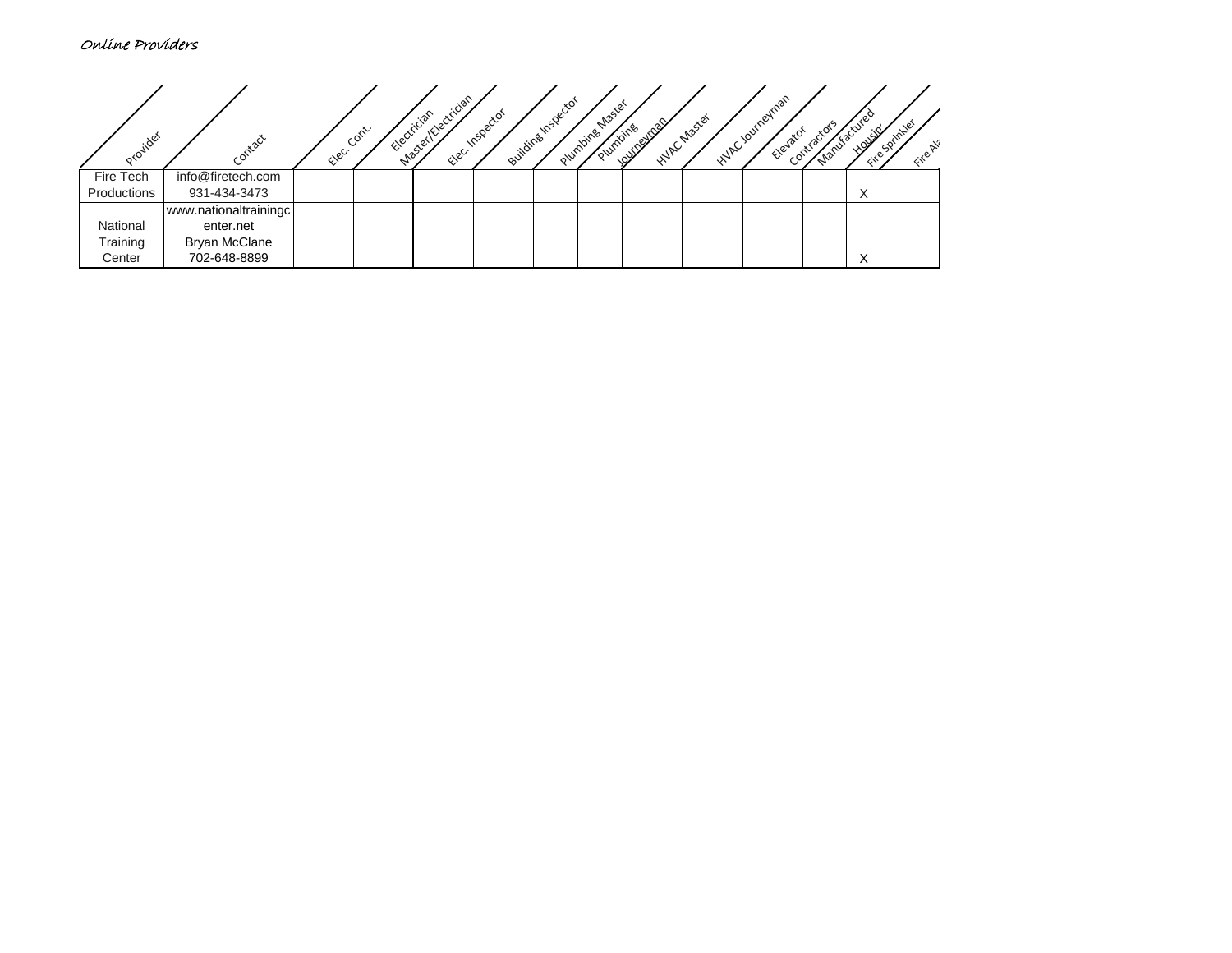*Online Providers*

| Provider | Contact | Elec. Cont. | Electrician Master/Electrician | Elec. Inspector | Building Inspector | Plumbing Master | Plumbing Journeyman | HVAC Master | HVAC Journeyman | Elevator Contractors | Manufactured Housing | Fire Sprinkler | Fire Ala |
|---|---|---|---|---|---|---|---|---|---|---|---|---|---|
| Fire Tech Productions | info@firetech.com 931-434-3473 | | | | | | | | | | | X | |
| National Training Center | www.nationaltrainingcenter.net Bryan McClane 702-648-8899 | | | | | | | | | | | X | |